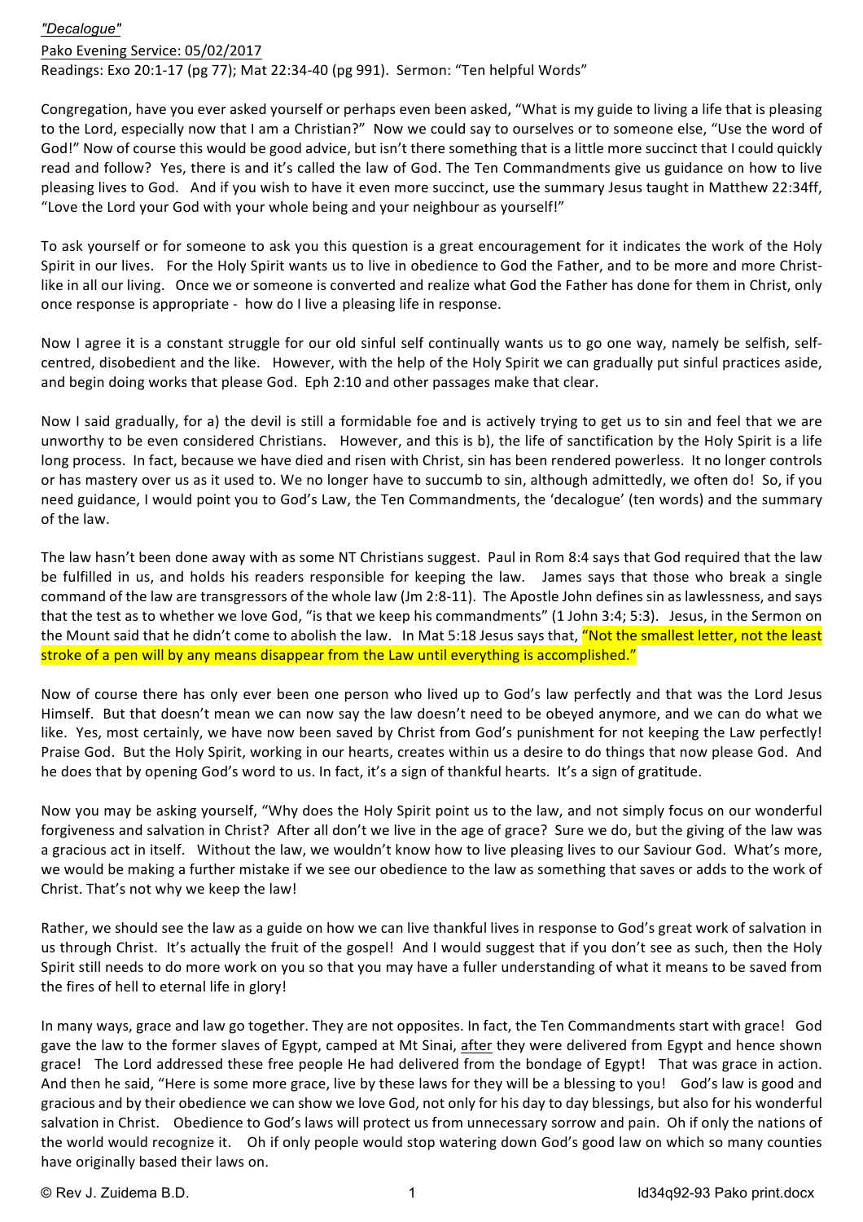*"Decalogue"*

Pako Evening Service: 05/02/2017

Readings: Exo 20:1-17 (pg 77); Mat 22:34-40 (pg 991). Sermon: "Ten helpful Words"

Congregation, have you ever asked yourself or perhaps even been asked, "What is my guide to living a life that is pleasing to the Lord, especially now that I am a Christian?" Now we could say to ourselves or to someone else, "Use the word of God!" Now of course this would be good advice, but isn't there something that is a little more succinct that I could quickly read and follow? Yes, there is and it's called the law of God. The Ten Commandments give us guidance on how to live pleasing lives to God. And if you wish to have it even more succinct, use the summary Jesus taught in Matthew 22:34ff, "Love the Lord your God with your whole being and your neighbour as yourself!"

To ask yourself or for someone to ask you this question is a great encouragement for it indicates the work of the Holy Spirit in our lives. For the Holy Spirit wants us to live in obedience to God the Father, and to be more and more Christ-like in all our living. Once we or someone is converted and realize what God the Father has done for them in Christ, only once response is appropriate - how do I live a pleasing life in response.

Now I agree it is a constant struggle for our old sinful self continually wants us to go one way, namely be selfish, self-centred, disobedient and the like. However, with the help of the Holy Spirit we can gradually put sinful practices aside, and begin doing works that please God. Eph 2:10 and other passages make that clear.

Now I said gradually, for a) the devil is still a formidable foe and is actively trying to get us to sin and feel that we are unworthy to be even considered Christians. However, and this is b), the life of sanctification by the Holy Spirit is a life long process. In fact, because we have died and risen with Christ, sin has been rendered powerless. It no longer controls or has mastery over us as it used to. We no longer have to succumb to sin, although admittedly, we often do! So, if you need guidance, I would point you to God's Law, the Ten Commandments, the 'decalogue' (ten words) and the summary of the law.

The law hasn't been done away with as some NT Christians suggest. Paul in Rom 8:4 says that God required that the law be fulfilled in us, and holds his readers responsible for keeping the law. James says that those who break a single command of the law are transgressors of the whole law (Jm 2:8-11). The Apostle John defines sin as lawlessness, and says that the test as to whether we love God, "is that we keep his commandments" (1 John 3:4; 5:3). Jesus, in the Sermon on the Mount said that he didn't come to abolish the law. In Mat 5:18 Jesus says that, "Not the smallest letter, not the least stroke of a pen will by any means disappear from the Law until everything is accomplished."

Now of course there has only ever been one person who lived up to God's law perfectly and that was the Lord Jesus Himself. But that doesn't mean we can now say the law doesn't need to be obeyed anymore, and we can do what we like. Yes, most certainly, we have now been saved by Christ from God's punishment for not keeping the Law perfectly! Praise God. But the Holy Spirit, working in our hearts, creates within us a desire to do things that now please God. And he does that by opening God's word to us. In fact, it's a sign of thankful hearts. It's a sign of gratitude.

Now you may be asking yourself, "Why does the Holy Spirit point us to the law, and not simply focus on our wonderful forgiveness and salvation in Christ? After all don't we live in the age of grace? Sure we do, but the giving of the law was a gracious act in itself. Without the law, we wouldn't know how to live pleasing lives to our Saviour God. What's more, we would be making a further mistake if we see our obedience to the law as something that saves or adds to the work of Christ. That's not why we keep the law!

Rather, we should see the law as a guide on how we can live thankful lives in response to God's great work of salvation in us through Christ. It's actually the fruit of the gospel! And I would suggest that if you don't see as such, then the Holy Spirit still needs to do more work on you so that you may have a fuller understanding of what it means to be saved from the fires of hell to eternal life in glory!

In many ways, grace and law go together. They are not opposites. In fact, the Ten Commandments start with grace! God gave the law to the former slaves of Egypt, camped at Mt Sinai, <u>after</u> they were delivered from Egypt and hence shown grace! The Lord addressed these free people He had delivered from the bondage of Egypt! That was grace in action. And then he said, "Here is some more grace, live by these laws for they will be a blessing to you! God's law is good and gracious and by their obedience we can show we love God, not only for his day to day blessings, but also for his wonderful salvation in Christ. Obedience to God's laws will protect us from unnecessary sorrow and pain. Oh if only the nations of the world would recognize it. Oh if only people would stop watering down God's good law on which so many counties have originally based their laws on.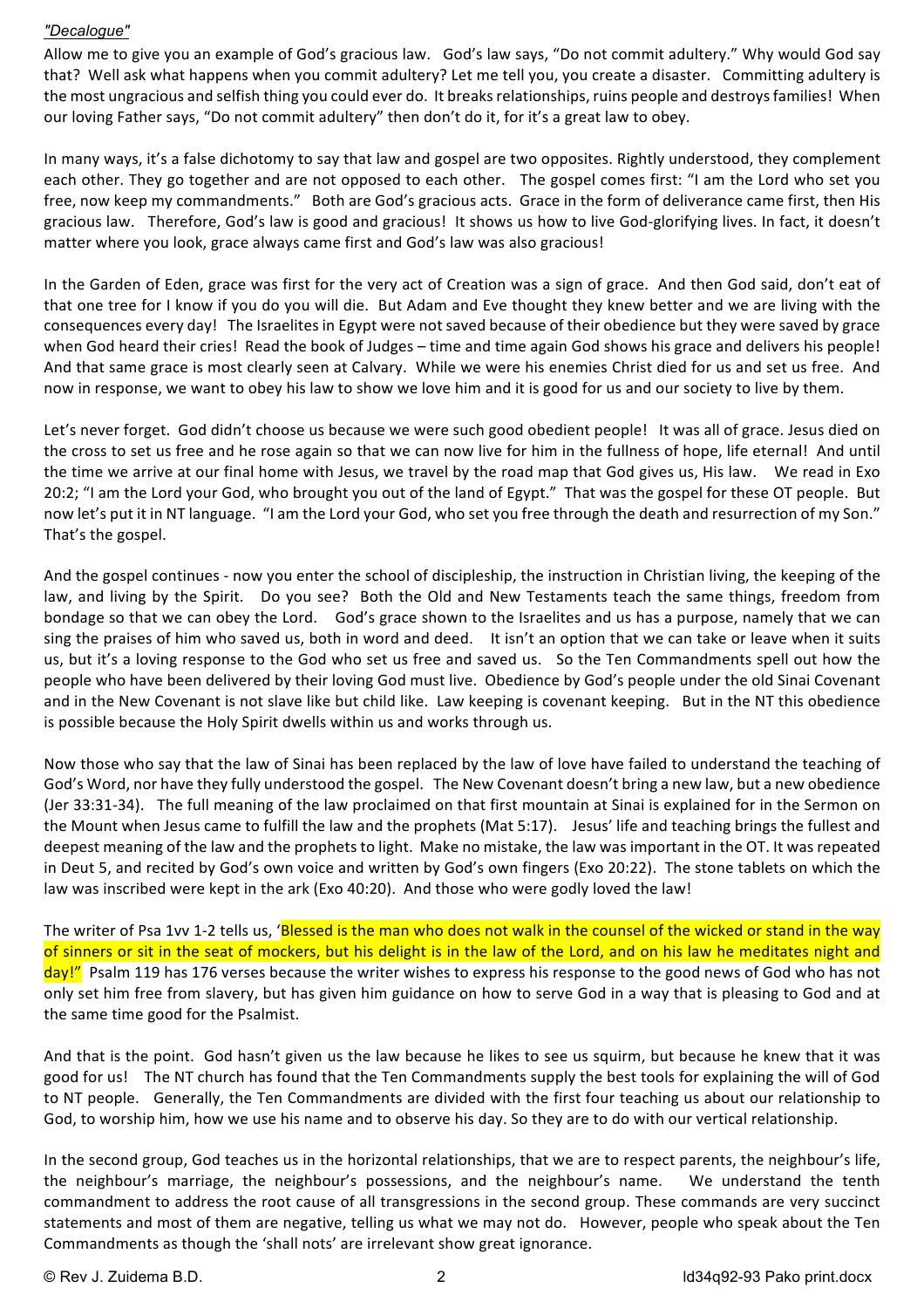*"Decalogue"*

Allow me to give you an example of God's gracious law. God's law says, "Do not commit adultery." Why would God say that? Well ask what happens when you commit adultery? Let me tell you, you create a disaster. Committing adultery is the most ungracious and selfish thing you could ever do. It breaks relationships, ruins people and destroys families! When our loving Father says, "Do not commit adultery" then don't do it, for it's a great law to obey.

In many ways, it's a false dichotomy to say that law and gospel are two opposites. Rightly understood, they complement each other. They go together and are not opposed to each other. The gospel comes first: "I am the Lord who set you free, now keep my commandments." Both are God's gracious acts. Grace in the form of deliverance came first, then His gracious law. Therefore, God's law is good and gracious! It shows us how to live God-glorifying lives. In fact, it doesn't matter where you look, grace always came first and God's law was also gracious!

In the Garden of Eden, grace was first for the very act of Creation was a sign of grace. And then God said, don't eat of that one tree for I know if you do you will die. But Adam and Eve thought they knew better and we are living with the consequences every day! The Israelites in Egypt were not saved because of their obedience but they were saved by grace when God heard their cries! Read the book of Judges – time and time again God shows his grace and delivers his people! And that same grace is most clearly seen at Calvary. While we were his enemies Christ died for us and set us free. And now in response, we want to obey his law to show we love him and it is good for us and our society to live by them.

Let's never forget. God didn't choose us because we were such good obedient people! It was all of grace. Jesus died on the cross to set us free and he rose again so that we can now live for him in the fullness of hope, life eternal! And until the time we arrive at our final home with Jesus, we travel by the road map that God gives us, His law. We read in Exo 20:2; "I am the Lord your God, who brought you out of the land of Egypt." That was the gospel for these OT people. But now let's put it in NT language. "I am the Lord your God, who set you free through the death and resurrection of my Son." That's the gospel.

And the gospel continues - now you enter the school of discipleship, the instruction in Christian living, the keeping of the law, and living by the Spirit. Do you see? Both the Old and New Testaments teach the same things, freedom from bondage so that we can obey the Lord. God's grace shown to the Israelites and us has a purpose, namely that we can sing the praises of him who saved us, both in word and deed. It isn't an option that we can take or leave when it suits us, but it's a loving response to the God who set us free and saved us. So the Ten Commandments spell out how the people who have been delivered by their loving God must live. Obedience by God's people under the old Sinai Covenant and in the New Covenant is not slave like but child like. Law keeping is covenant keeping. But in the NT this obedience is possible because the Holy Spirit dwells within us and works through us.

Now those who say that the law of Sinai has been replaced by the law of love have failed to understand the teaching of God's Word, nor have they fully understood the gospel. The New Covenant doesn't bring a new law, but a new obedience (Jer 33:31-34). The full meaning of the law proclaimed on that first mountain at Sinai is explained for in the Sermon on the Mount when Jesus came to fulfill the law and the prophets (Mat 5:17). Jesus' life and teaching brings the fullest and deepest meaning of the law and the prophets to light. Make no mistake, the law was important in the OT. It was repeated in Deut 5, and recited by God's own voice and written by God's own fingers (Exo 20:22). The stone tablets on which the law was inscribed were kept in the ark (Exo 40:20). And those who were godly loved the law!

The writer of Psa 1vv 1-2 tells us, 'Blessed is the man who does not walk in the counsel of the wicked or stand in the way of sinners or sit in the seat of mockers, but his delight is in the law of the Lord, and on his law he meditates night and day!" Psalm 119 has 176 verses because the writer wishes to express his response to the good news of God who has not only set him free from slavery, but has given him guidance on how to serve God in a way that is pleasing to God and at the same time good for the Psalmist.

And that is the point. God hasn't given us the law because he likes to see us squirm, but because he knew that it was good for us! The NT church has found that the Ten Commandments supply the best tools for explaining the will of God to NT people. Generally, the Ten Commandments are divided with the first four teaching us about our relationship to God, to worship him, how we use his name and to observe his day. So they are to do with our vertical relationship.

In the second group, God teaches us in the horizontal relationships, that we are to respect parents, the neighbour's life, the neighbour's marriage, the neighbour's possessions, and the neighbour's name. We understand the tenth commandment to address the root cause of all transgressions in the second group. These commands are very succinct statements and most of them are negative, telling us what we may not do. However, people who speak about the Ten Commandments as though the 'shall nots' are irrelevant show great ignorance.

© Rev J. Zuidema B.D. ld34q92-93 Pako print.docx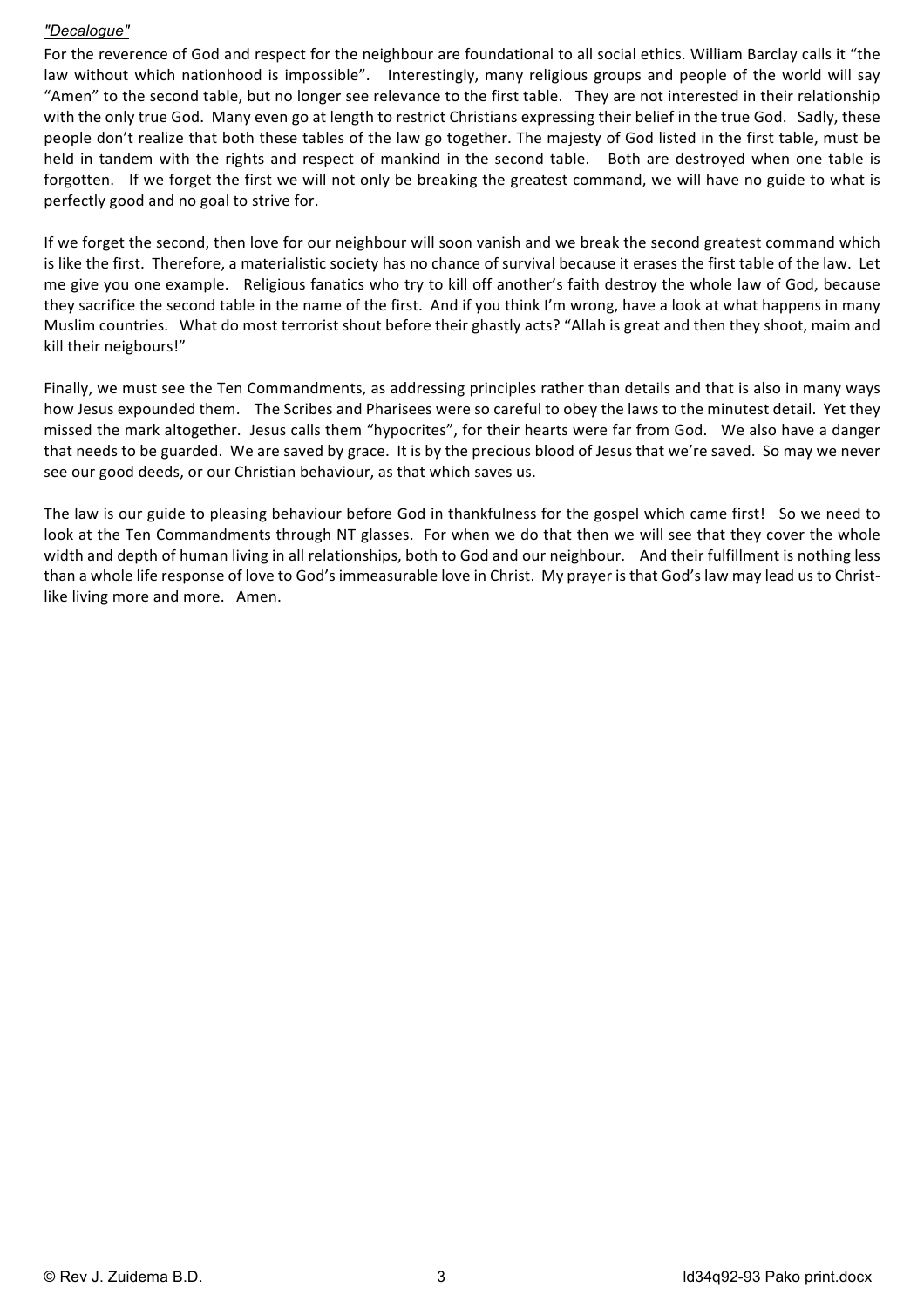*"Decalogue"*

For the reverence of God and respect for the neighbour are foundational to all social ethics. William Barclay calls it "the law without which nationhood is impossible". Interestingly, many religious groups and people of the world will say "Amen" to the second table, but no longer see relevance to the first table. They are not interested in their relationship with the only true God. Many even go at length to restrict Christians expressing their belief in the true God. Sadly, these people don't realize that both these tables of the law go together. The majesty of God listed in the first table, must be held in tandem with the rights and respect of mankind in the second table. Both are destroyed when one table is forgotten. If we forget the first we will not only be breaking the greatest command, we will have no guide to what is perfectly good and no goal to strive for.

If we forget the second, then love for our neighbour will soon vanish and we break the second greatest command which is like the first. Therefore, a materialistic society has no chance of survival because it erases the first table of the law. Let me give you one example. Religious fanatics who try to kill off another's faith destroy the whole law of God, because they sacrifice the second table in the name of the first. And if you think I'm wrong, have a look at what happens in many Muslim countries. What do most terrorist shout before their ghastly acts? "Allah is great and then they shoot, maim and kill their neigbours!"

Finally, we must see the Ten Commandments, as addressing principles rather than details and that is also in many ways how Jesus expounded them. The Scribes and Pharisees were so careful to obey the laws to the minutest detail. Yet they missed the mark altogether. Jesus calls them "hypocrites", for their hearts were far from God. We also have a danger that needs to be guarded. We are saved by grace. It is by the precious blood of Jesus that we're saved. So may we never see our good deeds, or our Christian behaviour, as that which saves us.

The law is our guide to pleasing behaviour before God in thankfulness for the gospel which came first! So we need to look at the Ten Commandments through NT glasses. For when we do that then we will see that they cover the whole width and depth of human living in all relationships, both to God and our neighbour. And their fulfillment is nothing less than a whole life response of love to God's immeasurable love in Christ. My prayer is that God's law may lead us to Christ-like living more and more. Amen.